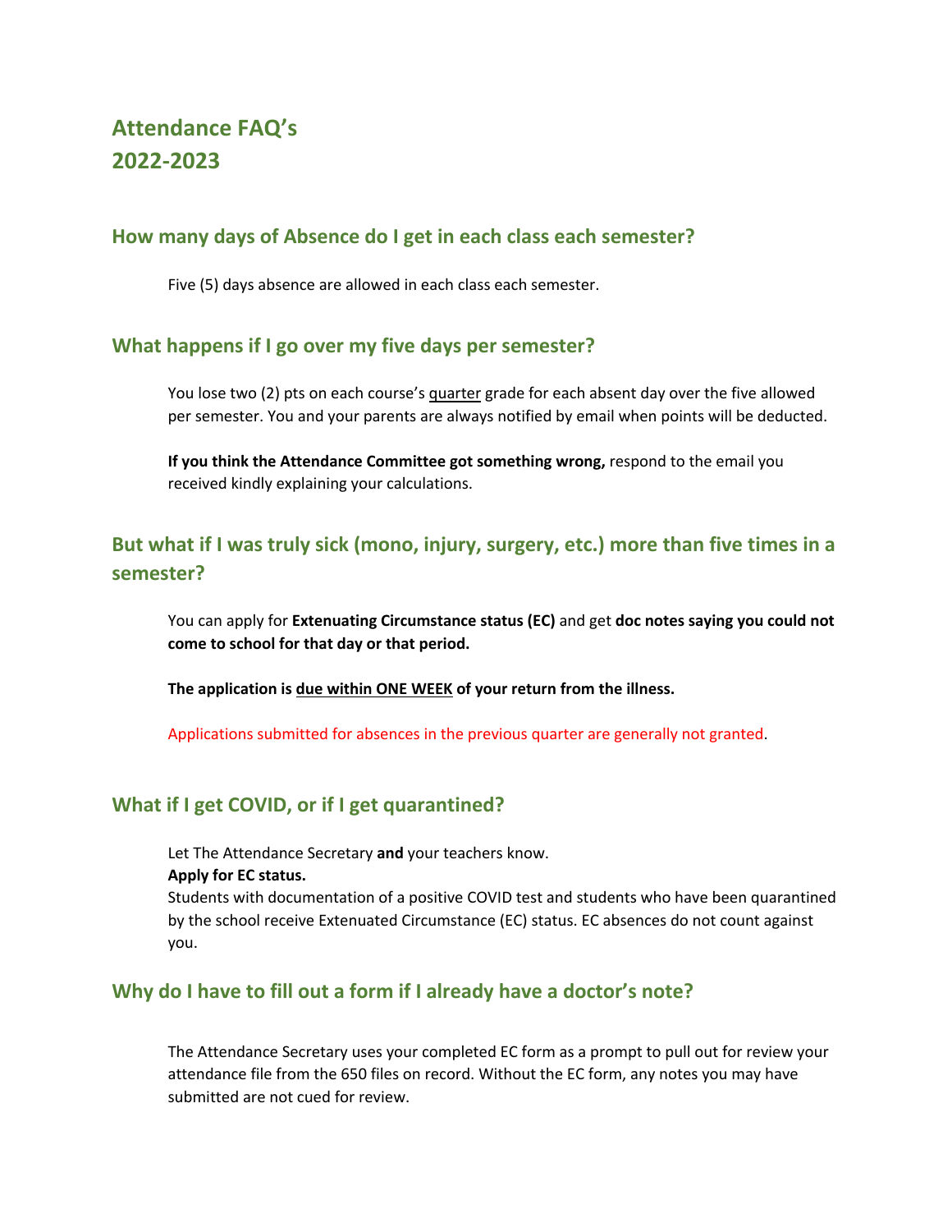# Attendance FAQ's
# 2022-2023

## How many days of Absence do I get in each class each semester?

Five (5) days absence are allowed in each class each semester.

## What happens if I go over my five days per semester?

You lose two (2) pts on each course's quarter grade for each absent day over the five allowed per semester. You and your parents are always notified by email when points will be deducted.

**If you think the Attendance Committee got something wrong,** respond to the email you received kindly explaining your calculations.

## But what if I was truly sick (mono, injury, surgery, etc.) more than five times in a semester?

You can apply for **Extenuating Circumstance status (EC)** and get **doc notes saying you could not come to school for that day or that period.**

**The application is due within ONE WEEK of your return from the illness.**

Applications submitted for absences in the previous quarter are generally not granted.

## What if I get COVID, or if I get quarantined?

Let The Attendance Secretary **and** your teachers know.
**Apply for EC status.**
Students with documentation of a positive COVID test and students who have been quarantined by the school receive Extenuated Circumstance (EC) status. EC absences do not count against you.

## Why do I have to fill out a form if I already have a doctor's note?

The Attendance Secretary uses your completed EC form as a prompt to pull out for review your attendance file from the 650 files on record. Without the EC form, any notes you may have submitted are not cued for review.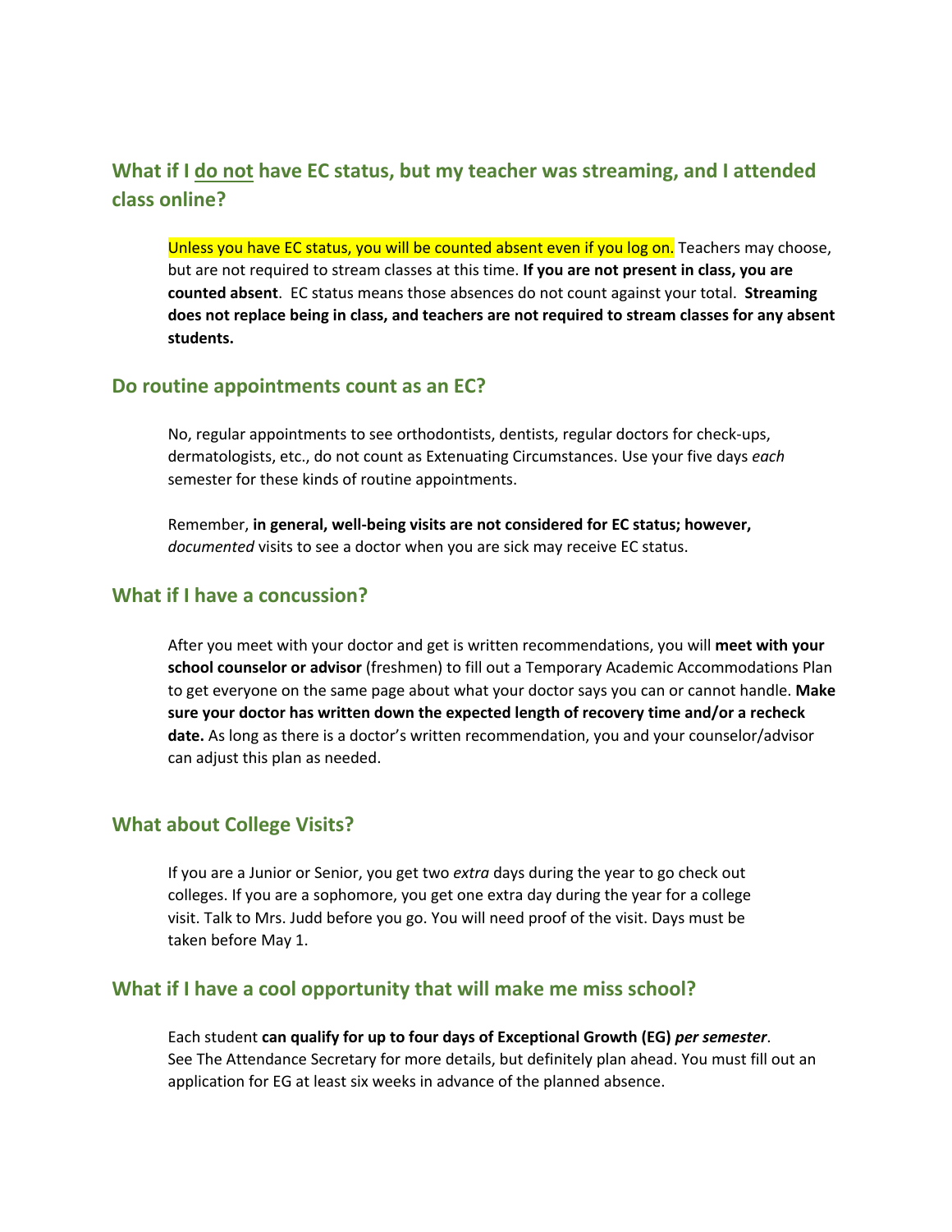## What if I <u>do not</u> have EC status, but my teacher was streaming, and I attended class online?

Unless you have EC status, you will be counted absent even if you log on. Teachers may choose, but are not required to stream classes at this time. **If you are not present in class, you are counted absent**. EC status means those absences do not count against your total. **Streaming does not replace being in class, and teachers are not required to stream classes for any absent students.**

## Do routine appointments count as an EC?

No, regular appointments to see orthodontists, dentists, regular doctors for check-ups, dermatologists, etc., do not count as Extenuating Circumstances. Use your five days *each* semester for these kinds of routine appointments.

Remember, **in general, well-being visits are not considered for EC status; however, *documented*** visits to see a doctor when you are sick may receive EC status.

## What if I have a concussion?

After you meet with your doctor and get is written recommendations, you will **meet with your school counselor or advisor** (freshmen) to fill out a Temporary Academic Accommodations Plan to get everyone on the same page about what your doctor says you can or cannot handle. **Make sure your doctor has written down the expected length of recovery time and/or a recheck date.** As long as there is a doctor's written recommendation, you and your counselor/advisor can adjust this plan as needed.

## What about College Visits?

If you are a Junior or Senior, you get two *extra* days during the year to go check out colleges. If you are a sophomore, you get one extra day during the year for a college visit. Talk to Mrs. Judd before you go. You will need proof of the visit. Days must be taken before May 1.

## What if I have a cool opportunity that will make me miss school?

Each student **can qualify for up to four days of Exceptional Growth (EG) *per semester***. See The Attendance Secretary for more details, but definitely plan ahead. You must fill out an application for EG at least six weeks in advance of the planned absence.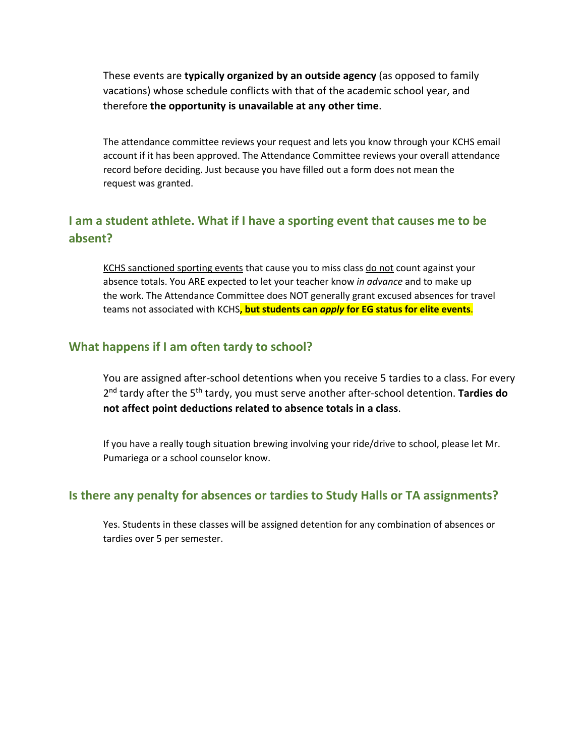These events are **typically organized by an outside agency** (as opposed to family vacations) whose schedule conflicts with that of the academic school year, and therefore **the opportunity is unavailable at any other time**.

The attendance committee reviews your request and lets you know through your KCHS email account if it has been approved. The Attendance Committee reviews your overall attendance record before deciding. Just because you have filled out a form does not mean the request was granted.

## I am a student athlete. What if I have a sporting event that causes me to be absent?

<u>KCHS sanctioned sporting events</u> that cause you to miss class <u>do not</u> count against your absence totals. You ARE expected to let your teacher know *in advance* and to make up the work. The Attendance Committee does NOT generally grant excused absences for travel teams not associated with KCHS**, but students can *apply* for EG status for elite events**.

## What happens if I am often tardy to school?

You are assigned after-school detentions when you receive 5 tardies to a class. For every 2nd tardy after the 5th tardy, you must serve another after-school detention. **Tardies do not affect point deductions related to absence totals in a class**.

If you have a really tough situation brewing involving your ride/drive to school, please let Mr. Pumariega or a school counselor know.

## Is there any penalty for absences or tardies to Study Halls or TA assignments?

Yes. Students in these classes will be assigned detention for any combination of absences or tardies over 5 per semester.